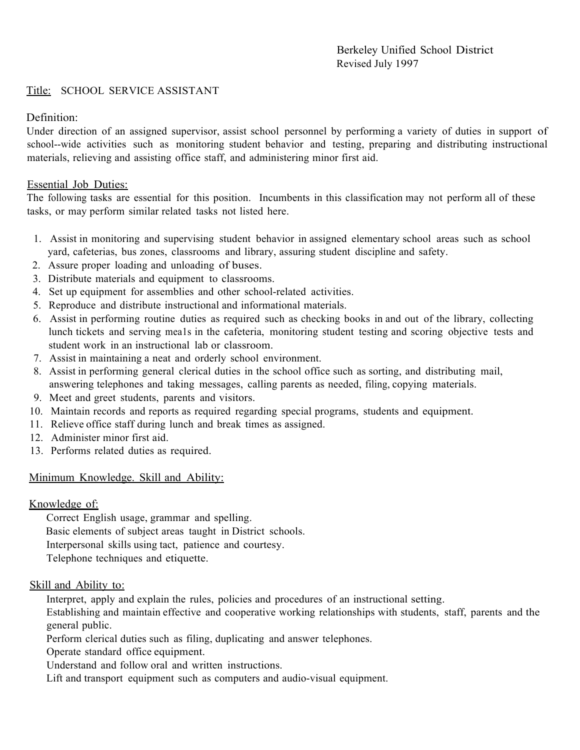Berkeley Unified School District
Revised July 1997

Title: SCHOOL SERVICE ASSISTANT

Definition:

Under direction of an assigned supervisor, assist school personnel by performing a variety of duties in support of school--wide activities such as monitoring student behavior and testing, preparing and distributing instructional materials, relieving and assisting office staff, and administering minor first aid.

Essential Job Duties:

The following tasks are essential for this position. Incumbents in this classification may not perform all of these tasks, or may perform similar related tasks not listed here.

1. Assist in monitoring and supervising student behavior in assigned elementary school areas such as school yard, cafeterias, bus zones, classrooms and library, assuring student discipline and safety.
2. Assure proper loading and unloading of buses.
3. Distribute materials and equipment to classrooms.
4. Set up equipment for assemblies and other school-related activities.
5. Reproduce and distribute instructional and informational materials.
6. Assist in performing routine duties as required such as checking books in and out of the library, collecting lunch tickets and serving mea1s in the cafeteria, monitoring student testing and scoring objective tests and student work in an instructional lab or classroom.
7. Assist in maintaining a neat and orderly school environment.
8. Assist in performing general clerical duties in the school office such as sorting, and distributing mail, answering telephones and taking messages, calling parents as needed, filing, copying materials.
9. Meet and greet students, parents and visitors.
10. Maintain records and reports as required regarding special programs, students and equipment.
11. Relieve office staff during lunch and break times as assigned.
12. Administer minor first aid.
13. Performs related duties as required.

Minimum Knowledge. Skill and Ability:

Knowledge of:

Correct English usage, grammar and spelling.
Basic elements of subject areas taught in District schools.
Interpersonal skills using tact, patience and courtesy.
Telephone techniques and etiquette.

Skill and Ability to:

Interpret, apply and explain the rules, policies and procedures of an instructional setting.
Establishing and maintain effective and cooperative working relationships with students, staff, parents and the general public.
Perform clerical duties such as filing, duplicating and answer telephones.
Operate standard office equipment.
Understand and follow oral and written instructions.
Lift and transport equipment such as computers and audio-visual equipment.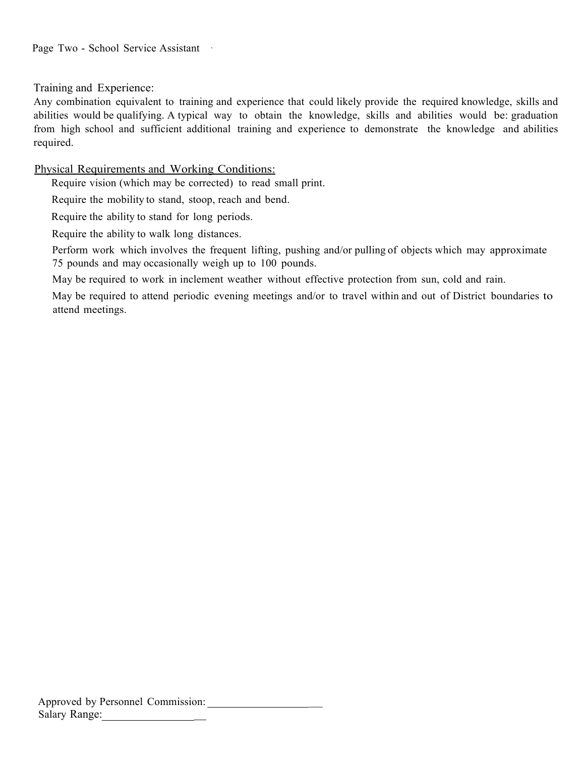Page Two - School Service Assistant

## Training and Experience:

Any combination equivalent to training and experience that could likely provide the required knowledge, skills and abilities would be qualifying. A typical way to obtain the knowledge, skills and abilities would be: graduation from high school and sufficient additional training and experience to demonstrate the knowledge and abilities required.

## Physical Requirements and Working Conditions:

Require vision (which may be corrected) to read small print.

Require the mobility to stand, stoop, reach and bend.

Require the ability to stand for long periods.

Require the ability to walk long distances.

Perform work which involves the frequent lifting, pushing and/or pulling of objects which may approximate 75 pounds and may occasionally weigh up to 100 pounds.

May be required to work in inclement weather without effective protection from sun, cold and rain.

May be required to attend periodic evening meetings and/or to travel within and out of District boundaries to attend meetings.

Approved by Personnel Commission: ______________________

Salary Range: ___________________